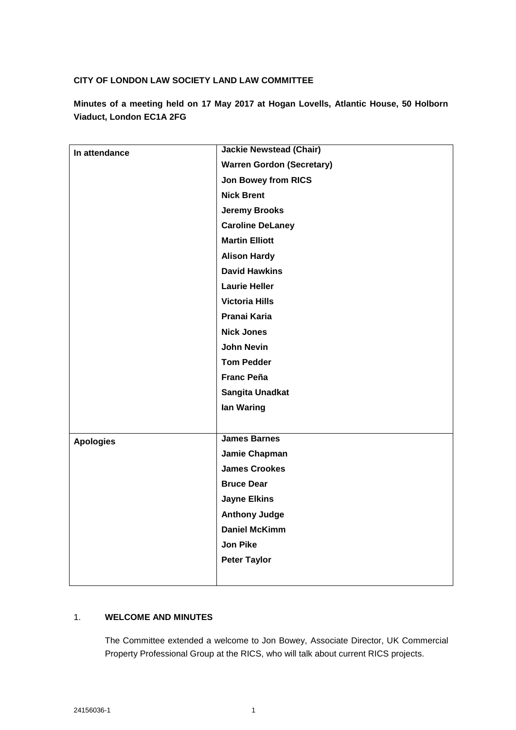**CITY OF LONDON LAW SOCIETY LAND LAW COMMITTEE**

**Minutes of a meeting held on 17 May 2017 at Hogan Lovells, Atlantic House, 50 Holborn Viaduct, London EC1A 2FG**

| | |
|---|---|
| **In attendance** | **Jackie Newstead (Chair)** |
| | **Warren Gordon (Secretary)** |
| | **Jon Bowey from RICS** |
| | **Nick Brent** |
| | **Jeremy Brooks** |
| | **Caroline DeLaney** |
| | **Martin Elliott** |
| | **Alison Hardy** |
| | **David Hawkins** |
| | **Laurie Heller** |
| | **Victoria Hills** |
| | **Pranai Karia** |
| | **Nick Jones** |
| | **John Nevin** |
| | **Tom Pedder** |
| | **Franc Peña** |
| | **Sangita Unadkat** |
| | **Ian Waring** |
| **Apologies** | **James Barnes** |
| | **Jamie Chapman** |
| | **James Crookes** |
| | **Bruce Dear** |
| | **Jayne Elkins** |
| | **Anthony Judge** |
| | **Daniel McKimm** |
| | **Jon Pike** |
| | **Peter Taylor** |

## 1. WELCOME AND MINUTES

The Committee extended a welcome to Jon Bowey, Associate Director, UK Commercial Property Professional Group at the RICS, who will talk about current RICS projects.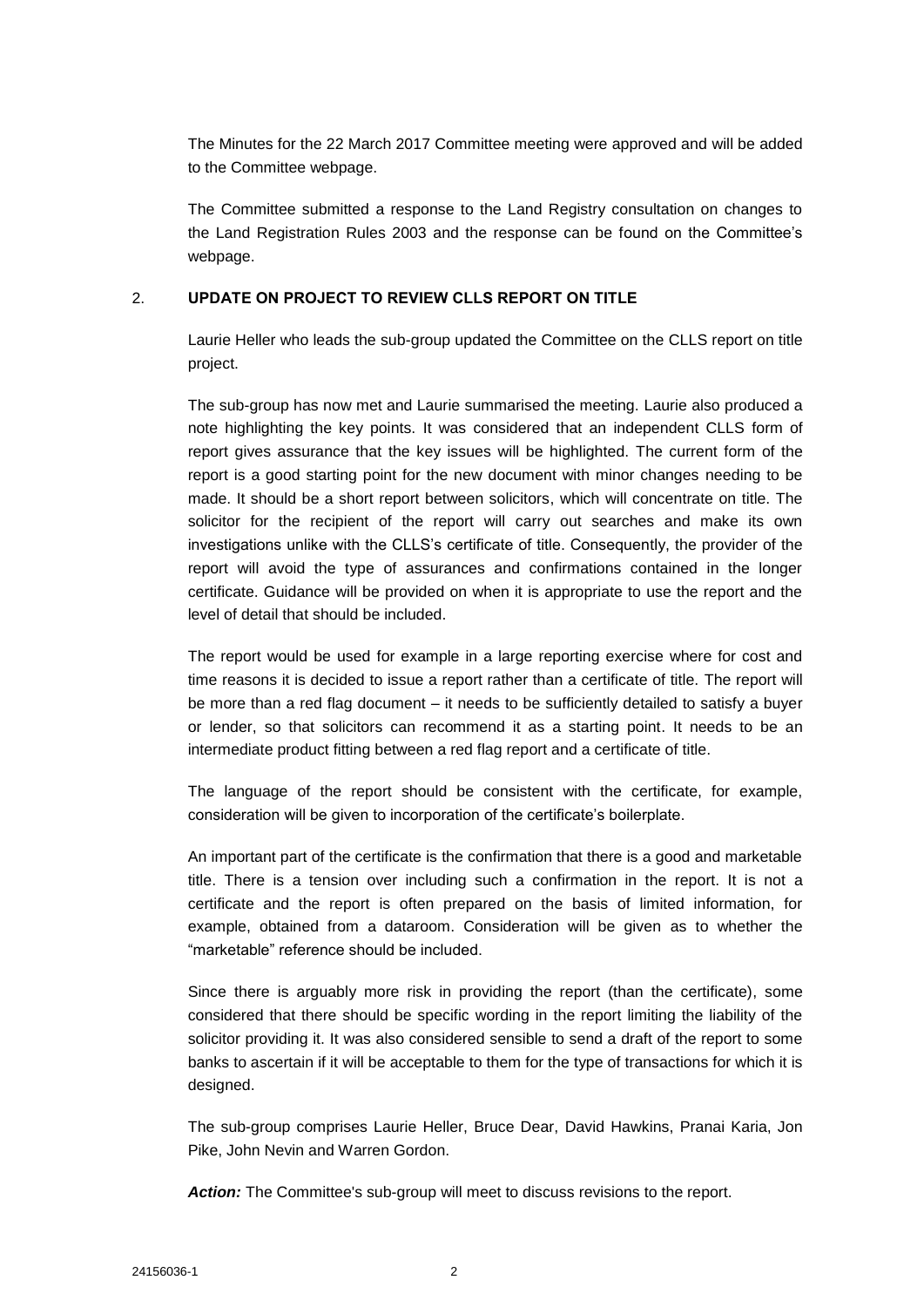The Minutes for the 22 March 2017 Committee meeting were approved and will be added to the Committee webpage.

The Committee submitted a response to the Land Registry consultation on changes to the Land Registration Rules 2003 and the response can be found on the Committee's webpage.

## 2. UPDATE ON PROJECT TO REVIEW CLLS REPORT ON TITLE

Laurie Heller who leads the sub-group updated the Committee on the CLLS report on title project.

The sub-group has now met and Laurie summarised the meeting. Laurie also produced a note highlighting the key points. It was considered that an independent CLLS form of report gives assurance that the key issues will be highlighted. The current form of the report is a good starting point for the new document with minor changes needing to be made. It should be a short report between solicitors, which will concentrate on title. The solicitor for the recipient of the report will carry out searches and make its own investigations unlike with the CLLS's certificate of title. Consequently, the provider of the report will avoid the type of assurances and confirmations contained in the longer certificate. Guidance will be provided on when it is appropriate to use the report and the level of detail that should be included.

The report would be used for example in a large reporting exercise where for cost and time reasons it is decided to issue a report rather than a certificate of title. The report will be more than a red flag document – it needs to be sufficiently detailed to satisfy a buyer or lender, so that solicitors can recommend it as a starting point. It needs to be an intermediate product fitting between a red flag report and a certificate of title.

The language of the report should be consistent with the certificate, for example, consideration will be given to incorporation of the certificate's boilerplate.

An important part of the certificate is the confirmation that there is a good and marketable title. There is a tension over including such a confirmation in the report. It is not a certificate and the report is often prepared on the basis of limited information, for example, obtained from a dataroom. Consideration will be given as to whether the "marketable" reference should be included.

Since there is arguably more risk in providing the report (than the certificate), some considered that there should be specific wording in the report limiting the liability of the solicitor providing it. It was also considered sensible to send a draft of the report to some banks to ascertain if it will be acceptable to them for the type of transactions for which it is designed.

The sub-group comprises Laurie Heller, Bruce Dear, David Hawkins, Pranai Karia, Jon Pike, John Nevin and Warren Gordon.

***Action:*** The Committee's sub-group will meet to discuss revisions to the report.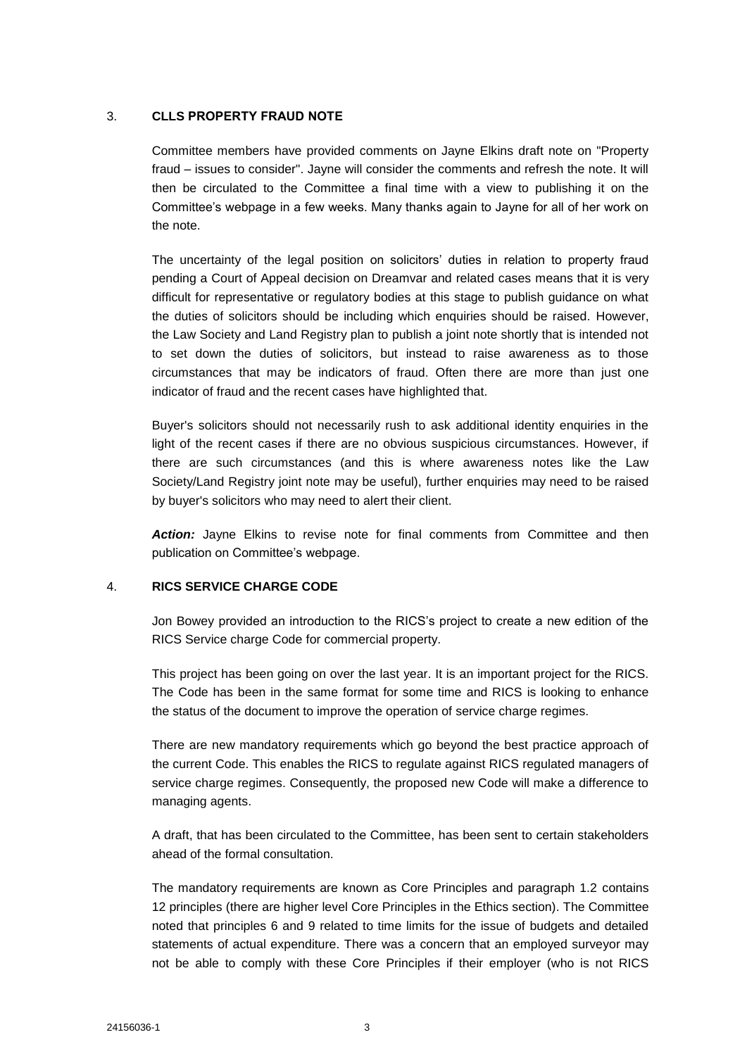## 3. CLLS PROPERTY FRAUD NOTE

Committee members have provided comments on Jayne Elkins draft note on "Property fraud – issues to consider". Jayne will consider the comments and refresh the note. It will then be circulated to the Committee a final time with a view to publishing it on the Committee's webpage in a few weeks. Many thanks again to Jayne for all of her work on the note.

The uncertainty of the legal position on solicitors' duties in relation to property fraud pending a Court of Appeal decision on Dreamvar and related cases means that it is very difficult for representative or regulatory bodies at this stage to publish guidance on what the duties of solicitors should be including which enquiries should be raised. However, the Law Society and Land Registry plan to publish a joint note shortly that is intended not to set down the duties of solicitors, but instead to raise awareness as to those circumstances that may be indicators of fraud. Often there are more than just one indicator of fraud and the recent cases have highlighted that.

Buyer's solicitors should not necessarily rush to ask additional identity enquiries in the light of the recent cases if there are no obvious suspicious circumstances. However, if there are such circumstances (and this is where awareness notes like the Law Society/Land Registry joint note may be useful), further enquiries may need to be raised by buyer's solicitors who may need to alert their client.

***Action:*** Jayne Elkins to revise note for final comments from Committee and then publication on Committee's webpage.

## 4. RICS SERVICE CHARGE CODE

Jon Bowey provided an introduction to the RICS's project to create a new edition of the RICS Service charge Code for commercial property.

This project has been going on over the last year. It is an important project for the RICS. The Code has been in the same format for some time and RICS is looking to enhance the status of the document to improve the operation of service charge regimes.

There are new mandatory requirements which go beyond the best practice approach of the current Code. This enables the RICS to regulate against RICS regulated managers of service charge regimes. Consequently, the proposed new Code will make a difference to managing agents.

A draft, that has been circulated to the Committee, has been sent to certain stakeholders ahead of the formal consultation.

The mandatory requirements are known as Core Principles and paragraph 1.2 contains 12 principles (there are higher level Core Principles in the Ethics section). The Committee noted that principles 6 and 9 related to time limits for the issue of budgets and detailed statements of actual expenditure. There was a concern that an employed surveyor may not be able to comply with these Core Principles if their employer (who is not RICS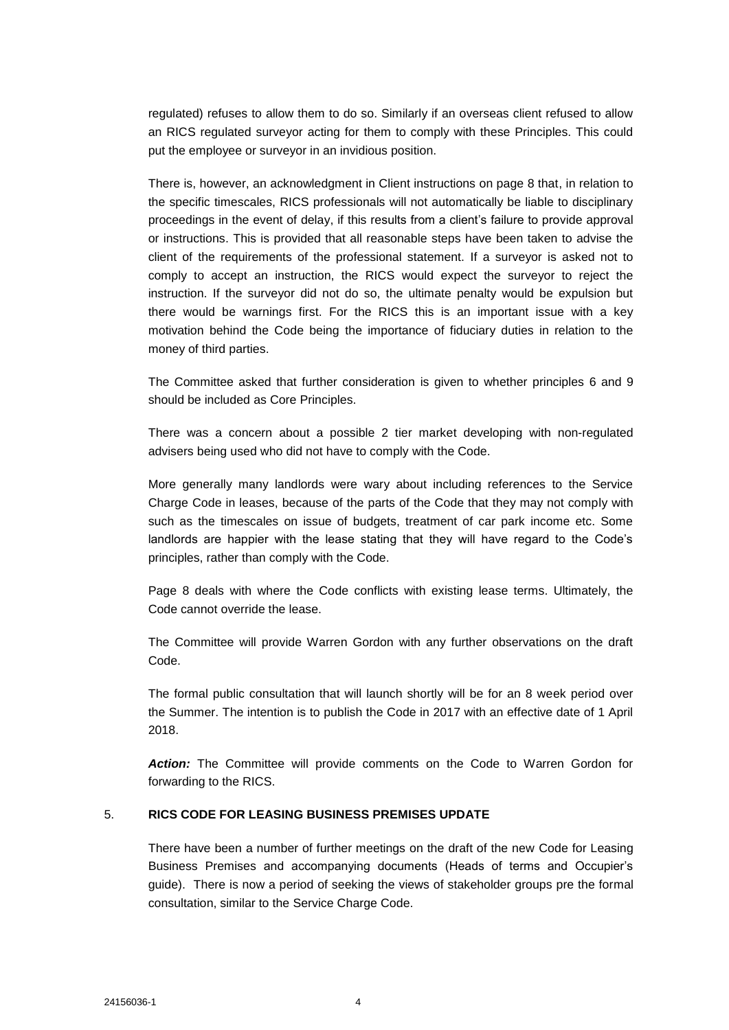regulated) refuses to allow them to do so. Similarly if an overseas client refused to allow an RICS regulated surveyor acting for them to comply with these Principles. This could put the employee or surveyor in an invidious position.

There is, however, an acknowledgment in Client instructions on page 8 that, in relation to the specific timescales, RICS professionals will not automatically be liable to disciplinary proceedings in the event of delay, if this results from a client's failure to provide approval or instructions. This is provided that all reasonable steps have been taken to advise the client of the requirements of the professional statement. If a surveyor is asked not to comply to accept an instruction, the RICS would expect the surveyor to reject the instruction. If the surveyor did not do so, the ultimate penalty would be expulsion but there would be warnings first. For the RICS this is an important issue with a key motivation behind the Code being the importance of fiduciary duties in relation to the money of third parties.

The Committee asked that further consideration is given to whether principles 6 and 9 should be included as Core Principles.

There was a concern about a possible 2 tier market developing with non-regulated advisers being used who did not have to comply with the Code.

More generally many landlords were wary about including references to the Service Charge Code in leases, because of the parts of the Code that they may not comply with such as the timescales on issue of budgets, treatment of car park income etc. Some landlords are happier with the lease stating that they will have regard to the Code's principles, rather than comply with the Code.

Page 8 deals with where the Code conflicts with existing lease terms. Ultimately, the Code cannot override the lease.

The Committee will provide Warren Gordon with any further observations on the draft Code.

The formal public consultation that will launch shortly will be for an 8 week period over the Summer. The intention is to publish the Code in 2017 with an effective date of 1 April 2018.

***Action:*** The Committee will provide comments on the Code to Warren Gordon for forwarding to the RICS.

## 5. RICS CODE FOR LEASING BUSINESS PREMISES UPDATE

There have been a number of further meetings on the draft of the new Code for Leasing Business Premises and accompanying documents (Heads of terms and Occupier's guide). There is now a period of seeking the views of stakeholder groups pre the formal consultation, similar to the Service Charge Code.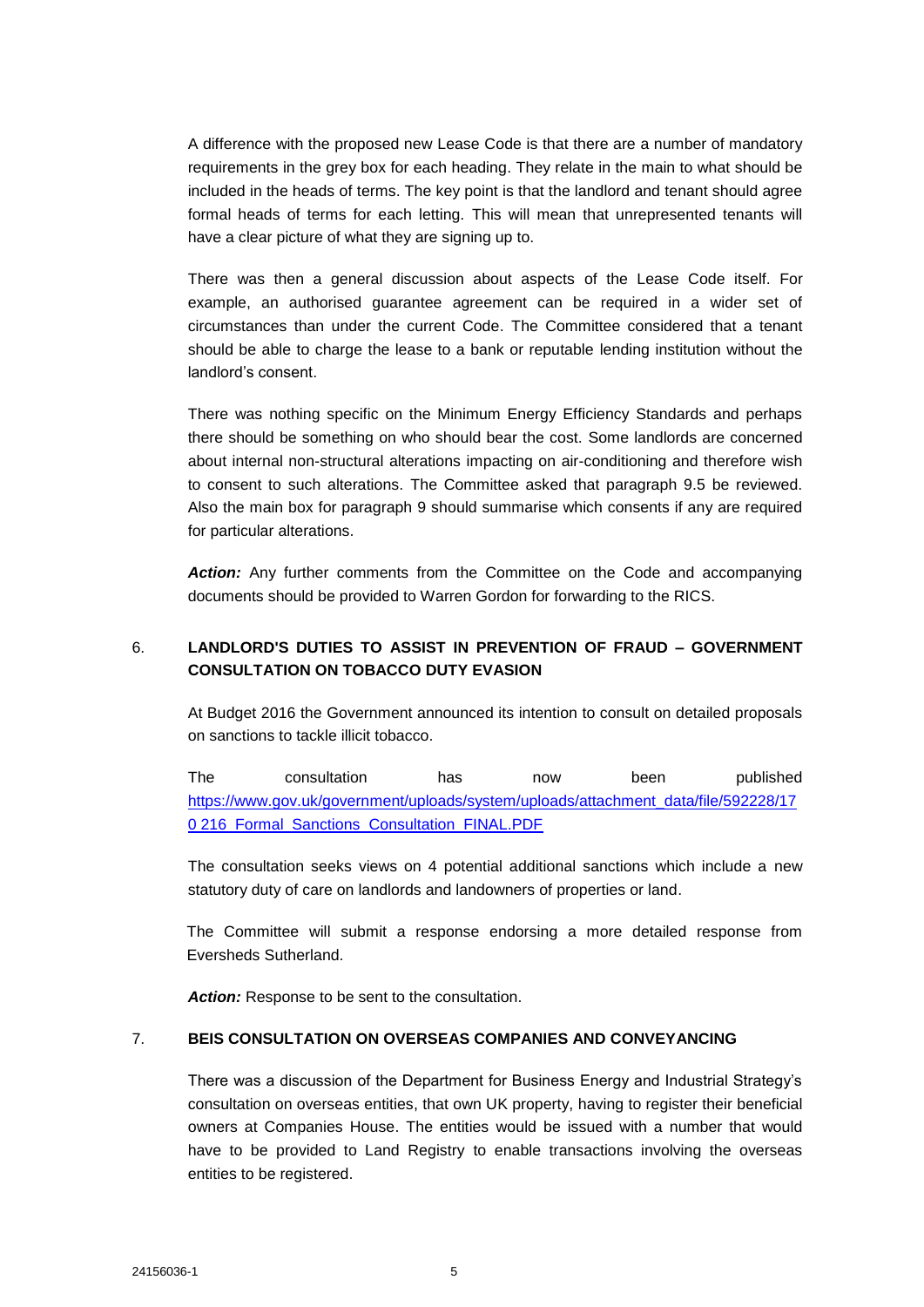A difference with the proposed new Lease Code is that there are a number of mandatory requirements in the grey box for each heading. They relate in the main to what should be included in the heads of terms. The key point is that the landlord and tenant should agree formal heads of terms for each letting. This will mean that unrepresented tenants will have a clear picture of what they are signing up to.

There was then a general discussion about aspects of the Lease Code itself. For example, an authorised guarantee agreement can be required in a wider set of circumstances than under the current Code. The Committee considered that a tenant should be able to charge the lease to a bank or reputable lending institution without the landlord's consent.

There was nothing specific on the Minimum Energy Efficiency Standards and perhaps there should be something on who should bear the cost. Some landlords are concerned about internal non-structural alterations impacting on air-conditioning and therefore wish to consent to such alterations. The Committee asked that paragraph 9.5 be reviewed. Also the main box for paragraph 9 should summarise which consents if any are required for particular alterations.

***Action:*** Any further comments from the Committee on the Code and accompanying documents should be provided to Warren Gordon for forwarding to the RICS.

## 6. LANDLORD'S DUTIES TO ASSIST IN PREVENTION OF FRAUD – GOVERNMENT CONSULTATION ON TOBACCO DUTY EVASION

At Budget 2016 the Government announced its intention to consult on detailed proposals on sanctions to tackle illicit tobacco.

The consultation has now been published https://www.gov.uk/government/uploads/system/uploads/attachment_data/file/592228/170216_Formal_Sanctions_Consultation_FINAL.PDF

The consultation seeks views on 4 potential additional sanctions which include a new statutory duty of care on landlords and landowners of properties or land.

The Committee will submit a response endorsing a more detailed response from Eversheds Sutherland.

***Action:*** Response to be sent to the consultation.

## 7. BEIS CONSULTATION ON OVERSEAS COMPANIES AND CONVEYANCING

There was a discussion of the Department for Business Energy and Industrial Strategy's consultation on overseas entities, that own UK property, having to register their beneficial owners at Companies House. The entities would be issued with a number that would have to be provided to Land Registry to enable transactions involving the overseas entities to be registered.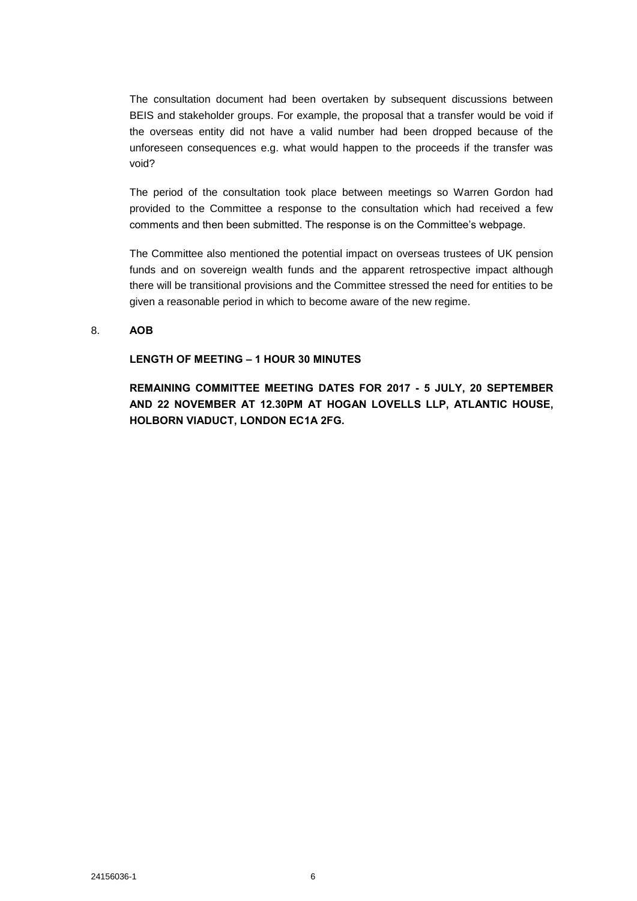The consultation document had been overtaken by subsequent discussions between BEIS and stakeholder groups. For example, the proposal that a transfer would be void if the overseas entity did not have a valid number had been dropped because of the unforeseen consequences e.g. what would happen to the proceeds if the transfer was void?

The period of the consultation took place between meetings so Warren Gordon had provided to the Committee a response to the consultation which had received a few comments and then been submitted. The response is on the Committee's webpage.

The Committee also mentioned the potential impact on overseas trustees of UK pension funds and on sovereign wealth funds and the apparent retrospective impact although there will be transitional provisions and the Committee stressed the need for entities to be given a reasonable period in which to become aware of the new regime.

8. **AOB**

**LENGTH OF MEETING – 1 HOUR 30 MINUTES**

**REMAINING COMMITTEE MEETING DATES FOR 2017 - 5 JULY, 20 SEPTEMBER AND 22 NOVEMBER AT 12.30PM AT HOGAN LOVELLS LLP, ATLANTIC HOUSE, HOLBORN VIADUCT, LONDON EC1A 2FG.**

24156036-1